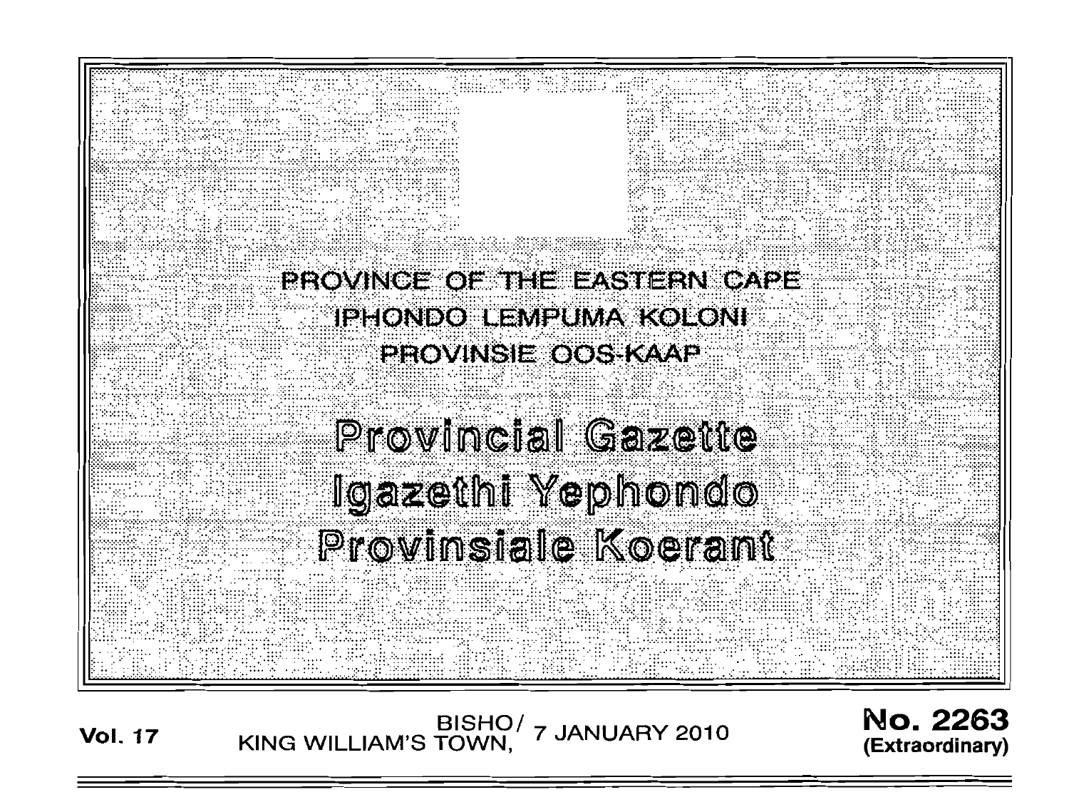PROVINCE OF THE EASTERN CAPE
IPHONDO LEMPUMA KOLONI
PROVINSIE OOS-KAAP

# Provincial Gazette
# Igazethi Yephondo
# Provinsiale Koerant

**Vol. 17** BISHO/ KING WILLIAM'S TOWN, 7 JANUARY 2010 **No. 2263 (Extraordinary)**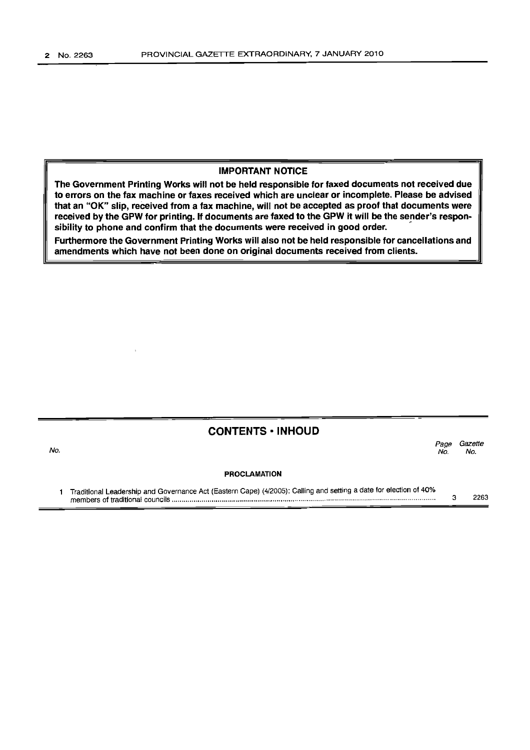## IMPORTANT NOTICE

**The Government Printing Works will not be held responsible for faxed documents not received due to errors on the fax machine or faxes received which are unclear or incomplete. Please be advised that an "OK" slip, received from a fax machine, will not be accepted as proof that documents were received by the GPW for printing. If documents are faxed to the GPW it will be the sender's responsibility to phone and confirm that the documents were received in good order.**

**Furthermore the Government Printing Works will also not be held responsible for cancellations and amendments which have not been done on original documents received from clients.**

## CONTENTS • INHOUD

| No. | | *Page No.* | *Gazette No.* |
|---|---|---|---|
| | **PROCLAMATION** | | |
| 1 | Traditional Leadership and Governance Act (Eastern Cape) (4/2005): Calling and setting a date for election of 40% members of traditional councils | 3 | 2263 |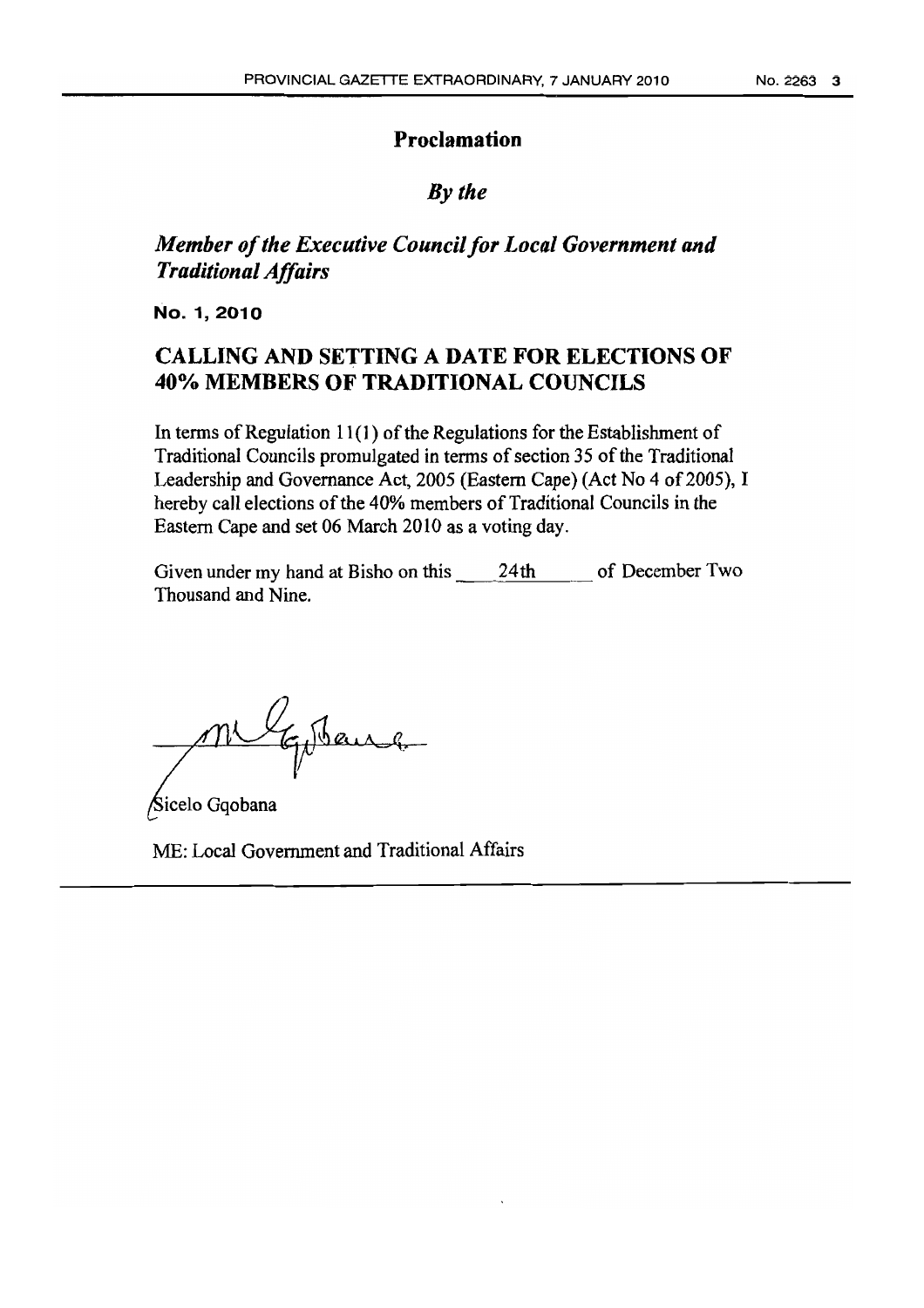# Proclamation

## *By the*

## *Member of the Executive Council for Local Government and Traditional Affairs*

**No. 1, 2010**

## CALLING AND SETTING A DATE FOR ELECTIONS OF 40% MEMBERS OF TRADITIONAL COUNCILS

In terms of Regulation 11(1) of the Regulations for the Establishment of Traditional Councils promulgated in terms of section 35 of the Traditional Leadership and Governance Act, 2005 (Eastern Cape) (Act No 4 of 2005), I hereby call elections of the 40% members of Traditional Councils in the Eastern Cape and set 06 March 2010 as a voting day.

Given under my hand at Bisho on this 24th of December Two Thousand and Nine.

Sicelo Gqobana

ME: Local Government and Traditional Affairs